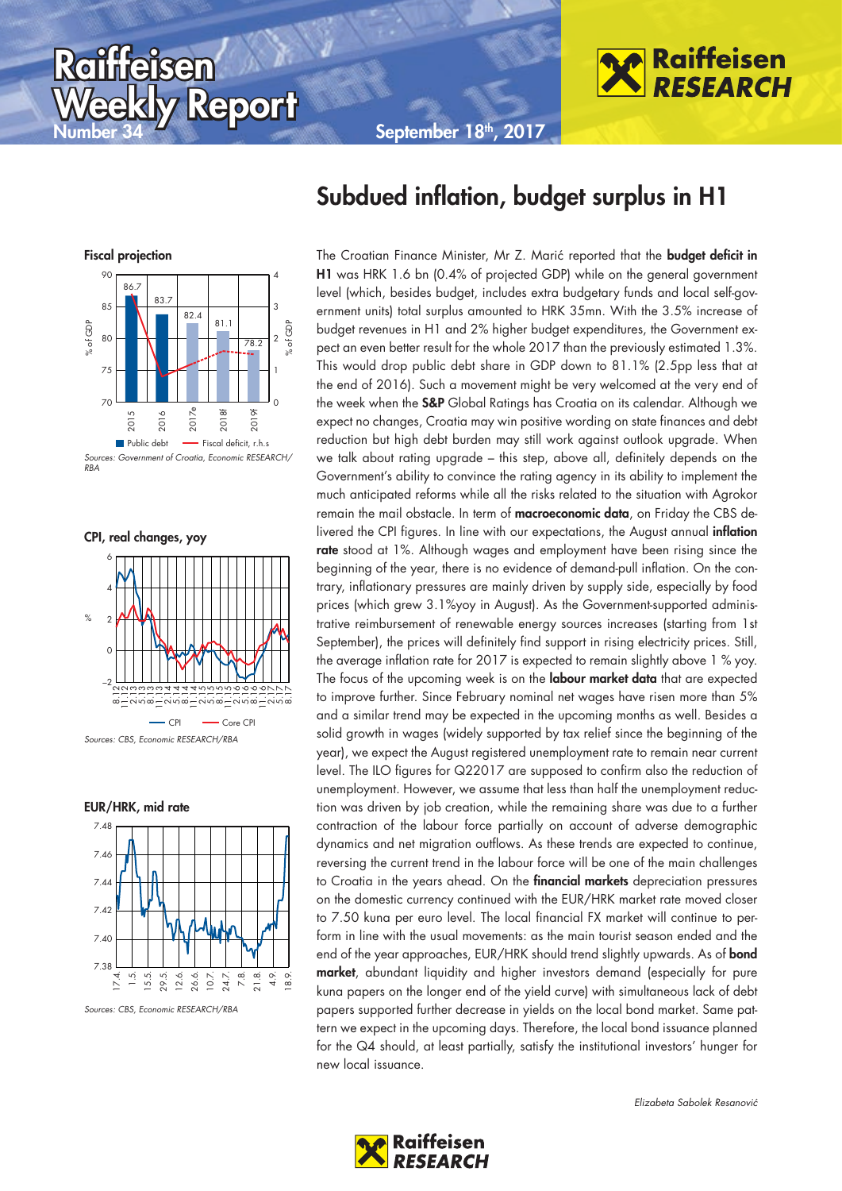# Raiffeisen Weekly Report

Number 34 — September 18th, 2017

## Subdued inflation, budget surplus in H1

**Fiscal projection**

| | 2015 | 2016 | 2017e | 2018f | 2019f |
|---|---|---|---|---|---|
| Public debt (% of GDP) | 86.7 | 83.7 | 82.4 | 81.1 | 78.2 |

*Sources: Government of Croatia, Economic RESEARCH/RBA*

**CPI, real changes, yoy**

*Sources: CBS, Economic RESEARCH/RBA*

**EUR/HRK, mid rate**

*Sources: CBS, Economic RESEARCH/RBA*

The Croatian Finance Minister, Mr Z. Marić reported that the **budget deficit in H1** was HRK 1.6 bn (0.4% of projected GDP) while on the general government level (which, besides budget, includes extra budgetary funds and local self-government units) total surplus amounted to HRK 35mn. With the 3.5% increase of budget revenues in H1 and 2% higher budget expenditures, the Government expect an even better result for the whole 2017 than the previously estimated 1.3%. This would drop public debt share in GDP down to 81.1% (2.5pp less that at the end of 2016). Such a movement might be very welcomed at the very end of the week when the **S&P** Global Ratings has Croatia on its calendar. Although we expect no changes, Croatia may win positive wording on state finances and debt reduction but high debt burden may still work against outlook upgrade. When we talk about rating upgrade – this step, above all, definitely depends on the Government's ability to convince the rating agency in its ability to implement the much anticipated reforms while all the risks related to the situation with Agrokor remain the mail obstacle. In term of **macroeconomic data**, on Friday the CBS delivered the CPI figures. In line with our expectations, the August annual **inflation rate** stood at 1%. Although wages and employment have been rising since the beginning of the year, there is no evidence of demand-pull inflation. On the contrary, inflationary pressures are mainly driven by supply side, especially by food prices (which grew 3.1%yoy in August). As the Government-supported administrative reimbursement of renewable energy sources increases (starting from 1st September), the prices will definitely find support in rising electricity prices. Still, the average inflation rate for 2017 is expected to remain slightly above 1 % yoy. The focus of the upcoming week is on the **labour market data** that are expected to improve further. Since February nominal net wages have risen more than 5% and a similar trend may be expected in the upcoming months as well. Besides a solid growth in wages (widely supported by tax relief since the beginning of the year), we expect the August registered unemployment rate to remain near current level. The ILO figures for Q22017 are supposed to confirm also the reduction of unemployment. However, we assume that less than half the unemployment reduction was driven by job creation, while the remaining share was due to a further contraction of the labour force partially on account of adverse demographic dynamics and net migration outflows. As these trends are expected to continue, reversing the current trend in the labour force will be one of the main challenges to Croatia in the years ahead. On the **financial markets** depreciation pressures on the domestic currency continued with the EUR/HRK market rate moved closer to 7.50 kuna per euro level. The local financial FX market will continue to perform in line with the usual movements: as the main tourist season ended and the end of the year approaches, EUR/HRK should trend slightly upwards. As of **bond market**, abundant liquidity and higher investors demand (especially for pure kuna papers on the longer end of the yield curve) with simultaneous lack of debt papers supported further decrease in yields on the local bond market. Same pattern we expect in the upcoming days. Therefore, the local bond issuance planned for the Q4 should, at least partially, satisfy the institutional investors' hunger for new local issuance.

*Elizabeta Sabolek Resanović*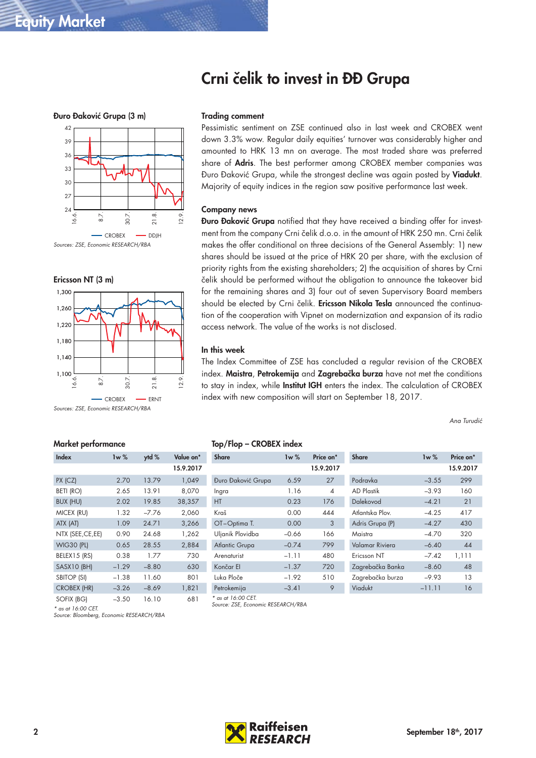# Crni čelik to invest in ĐĐ Grupa

**Đuro Đaković Grupa (3 m)**

Sources: ZSE, Economic RESEARCH/RBA

**Ericsson NT (3 m)**

Sources: ZSE, Economic RESEARCH/RBA

### Trading comment

Pessimistic sentiment on ZSE continued also in last week and CROBEX went down 3.3% wow. Regular daily equities' turnover was considerably higher and amounted to HRK 13 mn on average. The most traded share was preferred share of **Adris**. The best performer among CROBEX member companies was Đuro Đaković Grupa, while the strongest decline was again posted by **Viadukt**. Majority of equity indices in the region saw positive performance last week.

### Company news

**Đuro Đaković Grupa** notified that they have received a binding offer for investment from the company Crni čelik d.o.o. in the amount of HRK 250 mn. Crni čelik makes the offer conditional on three decisions of the General Assembly: 1) new shares should be issued at the price of HRK 20 per share, with the exclusion of priority rights from the existing shareholders; 2) the acquisition of shares by Crni čelik should be performed without the obligation to announce the takeover bid for the remaining shares and 3) four out of seven Supervisory Board members should be elected by Crni čelik. **Ericsson Nikola Tesla** announced the continuation of the cooperation with Vipnet on modernization and expansion of its radio access network. The value of the works is not disclosed.

### In this week

The Index Committee of ZSE has concluded a regular revision of the CROBEX index. **Maistra**, **Petrokemija** and **Zagrebačka burza** have not met the conditions to stay in index, while **Institut IGH** enters the index. The calculation of CROBEX index with new composition will start on September 18, 2017.

*Ana Turudić*

### Market performance

| Index | 1w % | ytd % | Value on* 15.9.2017 |
|---|---|---|---|
| PX (CZ) | 2.70 | 13.79 | 1,049 |
| BETI (RO) | 2.65 | 13.91 | 8,070 |
| BUX (HU) | 2.02 | 19.85 | 38,357 |
| MICEX (RU) | 1.32 | –7.76 | 2,060 |
| ATX (AT) | 1.09 | 24.71 | 3,266 |
| NTX (SEE,CE,EE) | 0.90 | 24.68 | 1,262 |
| WIG30 (PL) | 0.65 | 28.55 | 2,884 |
| BELEX15 (RS) | 0.38 | 1.77 | 730 |
| SASX10 (BH) | –1.29 | –8.80 | 630 |
| SBITOP (SI) | –1.38 | 11.60 | 801 |
| CROBEX (HR) | –3.26 | –8.69 | 1,821 |
| SOFIX (BG) | –3.50 | 16.10 | 681 |

*\* as at 16:00 CET.*
*Source: Bloomberg, Economic RESEARCH/RBA*

### Top/Flop – CROBEX index

| Share | 1w % | Price on* 15.9.2017 | Share | 1w % | Price on* 15.9.2017 |
|---|---|---|---|---|---|
| Đuro Đaković Grupa | 6.59 | 27 | Podravka | –3.55 | 299 |
| Ingra | 1.16 | 4 | AD Plastik | –3.93 | 160 |
| HT | 0.23 | 176 | Dalekovod | –4.21 | 21 |
| Kraš | 0.00 | 444 | Atlantska Plov. | –4.25 | 417 |
| OT–Optima T. | 0.00 | 3 | Adris Grupa (P) | –4.27 | 430 |
| Uljanik Plovidba | –0.66 | 166 | Maistra | –4.70 | 320 |
| Atlantic Grupa | –0.74 | 799 | Valamar Riviera | –6.40 | 44 |
| Arenaturist | –1.11 | 480 | Ericsson NT | –7.42 | 1,111 |
| Končar El | –1.37 | 720 | Zagrebačka Banka | –8.60 | 48 |
| Luka Ploče | –1.92 | 510 | Zagrebačka burza | –9.93 | 13 |
| Petrokemija | –3.41 | 9 | Viadukt | –11.11 | 16 |

*\* as at 16:00 CET.*
*Source: ZSE, Economic RESEARCH/RBA*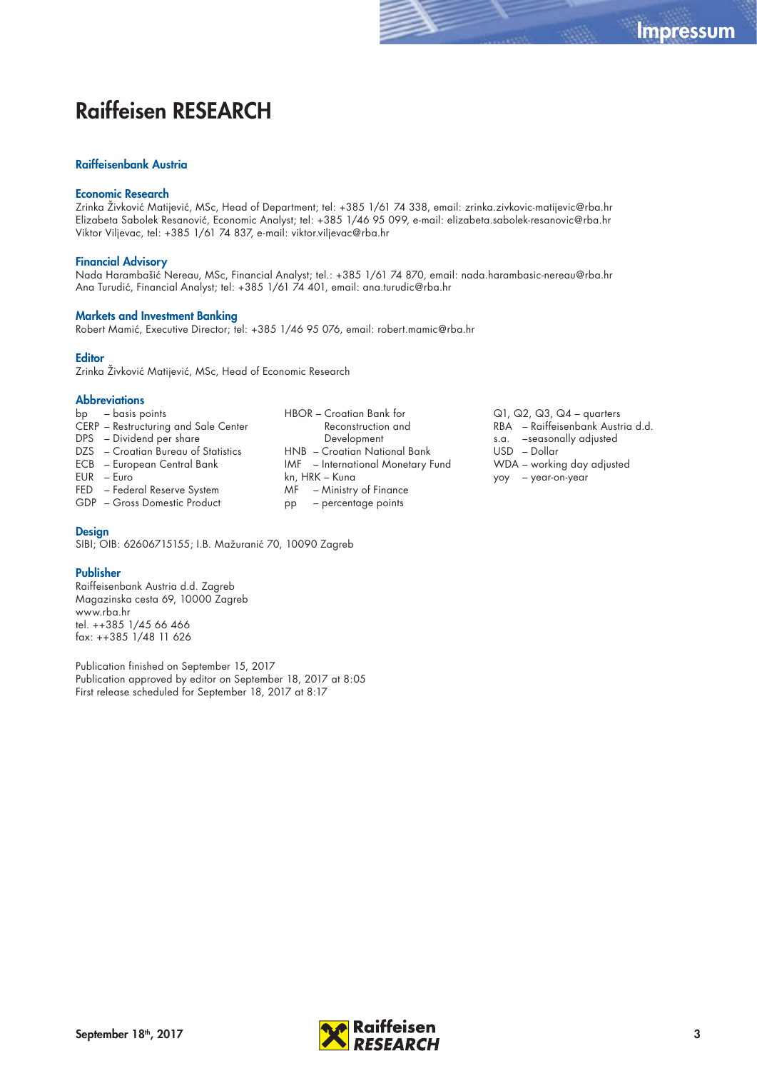# Raiffeisen RESEARCH

## Raiffeisenbank Austria

### Economic Research

Zrinka Živković Matijević, MSc, Head of Department; tel: +385 1/61 74 338, email: zrinka.zivkovic-matijevic@rba.hr
Elizabeta Sabolek Resanović, Economic Analyst; tel: +385 1/46 95 099, e-mail: elizabeta.sabolek-resanovic@rba.hr
Viktor Viljevac, tel: +385 1/61 74 837, e-mail: viktor.viljevac@rba.hr

### Financial Advisory

Nada Harambašić Nereau, MSc, Financial Analyst; tel.: +385 1/61 74 870, email: nada.harambasic-nereau@rba.hr
Ana Turudić, Financial Analyst; tel: +385 1/61 74 401, email: ana.turudic@rba.hr

### Markets and Investment Banking

Robert Mamić, Executive Director; tel: +385 1/46 95 076, email: robert.mamic@rba.hr

### Editor

Zrinka Živković Matijević, MSc, Head of Economic Research

### Abbreviations

bp – basis points
CERP – Restructuring and Sale Center
DPS – Dividend per share
DZS – Croatian Bureau of Statistics
ECB – European Central Bank
EUR – Euro
FED – Federal Reserve System
GDP – Gross Domestic Product
HBOR – Croatian Bank for Reconstruction and Development
HNB – Croatian National Bank
IMF – International Monetary Fund
kn, HRK – Kuna
MF – Ministry of Finance
pp – percentage points
Q1, Q2, Q3, Q4 – quarters
RBA – Raiffeisenbank Austria d.d.
s.a. –seasonally adjusted
USD – Dollar
WDA – working day adjusted
yoy – year-on-year

### Design

SIBI; OIB: 62606715155; I.B. Mažuranić 70, 10090 Zagreb

### Publisher

Raiffeisenbank Austria d.d. Zagreb
Magazinska cesta 69, 10000 Zagreb
www.rba.hr
tel. ++385 1/45 66 466
fax: ++385 1/48 11 626

Publication finished on September 15, 2017
Publication approved by editor on September 18, 2017 at 8:05
First release scheduled for September 18, 2017 at 8:17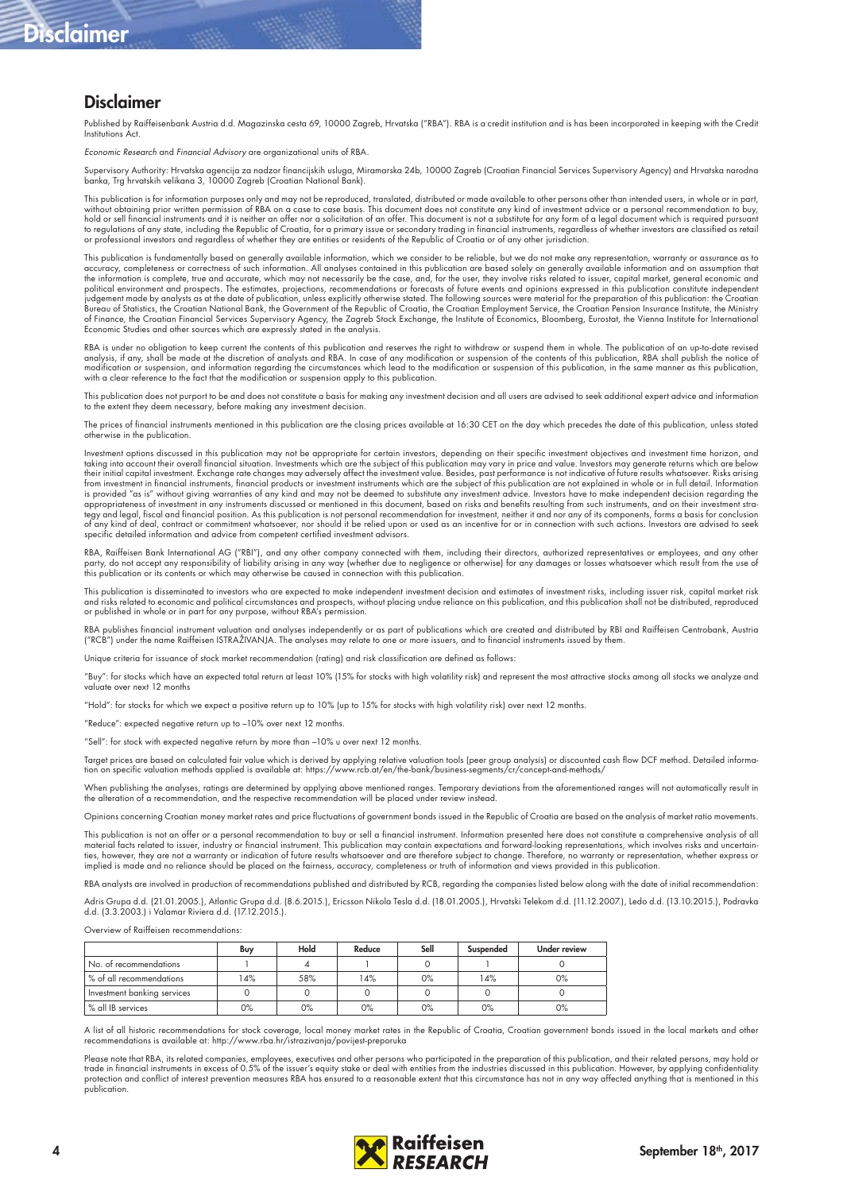## Disclaimer

Published by Raiffeisenbank Austria d.d. Magazinska cesta 69, 10000 Zagreb, Hrvatska ("RBA"). RBA is a credit institution and is has been incorporated in keeping with the Credit Institutions Act.

*Economic Research* and *Financial Advisory* are organizational units of RBA.

Supervisory Authority: Hrvatska agencija za nadzor financijskih usluga, Miramarska 24b, 10000 Zagreb (Croatian Financial Services Supervisory Agency) and Hrvatska narodna banka, Trg hrvatskih velikana 3, 10000 Zagreb (Croatian National Bank).

This publication is for information purposes only and may not be reproduced, translated, distributed or made available to other persons other than intended users, in whole or in part, without obtaining prior written permission of RBA on a case to case basis. This document does not constitute any kind of investment advice or a personal recommendation to buy, hold or sell financial instruments and it is neither an offer nor a solicitation of an offer. This document is not a substitute for any form of a legal document which is required pursuant to regulations of any state, including the Republic of Croatia, for a primary issue or secondary trading in financial instruments, regardless of whether investors are classified as retail or professional investors and regardless of whether they are entities or residents of the Republic of Croatia or of any other jurisdiction.

This publication is fundamentally based on generally available information, which we consider to be reliable, but we do not make any representation, warranty or assurance as to accuracy, completeness or correctness of such information. All analyses contained in this publication are based solely on generally available information and on assumption that the information is complete, true and accurate, which may not necessarily be the case, and, for the user, they involve risks related to issuer, capital market, general economic and political environment and prospects. The estimates, projections, recommendations or forecasts of future events and opinions expressed in this publication constitute independent judgement made by analysts as at the date of publication, unless explicitly otherwise stated. The following sources were material for the preparation of this publication: the Croatian Bureau of Statistics, the Croatian National Bank, the Government of the Republic of Croatia, the Croatian Employment Service, the Croatian Pension Insurance Institute, the Ministry of Finance, the Croatian Financial Services Supervisory Agency, the Zagreb Stock Exchange, the Institute of Economics, Bloomberg, Eurostat, the Vienna Institute for International Economic Studies and other sources which are expressly stated in the analysis.

RBA is under no obligation to keep current the contents of this publication and reserves the right to withdraw or suspend them in whole. The publication of an up-to-date revised analysis, if any, shall be made at the discretion of analysts and RBA. In case of any modification or suspension of the contents of this publication, RBA shall publish the notice of modification or suspension, and information regarding the circumstances which lead to the modification or suspension of this publication, in the same manner as this publication, with a clear reference to the fact that the modification or suspension apply to this publication.

This publication does not purport to be and does not constitute a basis for making any investment decision and all users are advised to seek additional expert advice and information to the extent they deem necessary, before making any investment decision.

The prices of financial instruments mentioned in this publication are the closing prices available at 16:30 CET on the day which precedes the date of this publication, unless stated otherwise in the publication.

Investment options discussed in this publication may not be appropriate for certain investors, depending on their specific investment objectives and investment time horizon, and taking into account their overall financial situation. Investments which are the subject of this publication may vary in price and value. Investors may generate returns which are below their initial capital investment. Exchange rate changes may adversely affect the investment value. Besides, past performance is not indicative of future results whatsoever. Risks arising from investment in financial instruments, financial products or investment instruments which are the subject of this publication are not explained in whole or in full detail. Information is provided "as is" without giving warranties of any kind and may not be deemed to substitute any investment advice. Investors have to make independent decision regarding the appropriateness of investment in any instruments discussed or mentioned in this document, based on risks and benefits resulting from such instruments, and on their investment strategy and legal, fiscal and financial position. As this publication is not personal recommendation for investment, neither it and nor any of its components, forms a basis for conclusion of any kind of deal, contract or commitment whatsoever, nor should it be relied upon or used as an incentive for or in connection with such actions. Investors are advised to seek specific detailed information and advice from competent certified investment advisors.

RBA, Raiffeisen Bank International AG ("RBI"), and any other company connected with them, including their directors, authorized representatives or employees, and any other party, do not accept any responsibility of liability arising in any way (whether due to negligence or otherwise) for any damages or losses whatsoever which result from the use of this publication or its contents or which may otherwise be caused in connection with this publication.

This publication is disseminated to investors who are expected to make independent investment decision and estimates of investment risks, including issuer risk, capital market risk and risks related to economic and political circumstances and prospects, without placing undue reliance on this publication, and this publication shall not be distributed, reproduced or published in whole or in part for any purpose, without RBA's permission.

RBA publishes financial instrument valuation and analyses independently or as part of publications which are created and distributed by RBI and Raiffeisen Centrobank, Austria ("RCB") under the name Raiffeisen ISTRAŽIVANJA. The analyses may relate to one or more issuers, and to financial instruments issued by them.

Unique criteria for issuance of stock market recommendation (rating) and risk classification are defined as follows:

"Buy": for stocks which have an expected total return at least 10% (15% for stocks with high volatility risk) and represent the most attractive stocks among all stocks we analyze and valuate over next 12 months

"Hold": for stocks for which we expect a positive return up to 10% (up to 15% for stocks with high volatility risk) over next 12 months.

"Reduce": expected negative return up to –10% over next 12 months.

"Sell": for stock with expected negative return by more than –10% u over next 12 months.

Target prices are based on calculated fair value which is derived by applying relative valuation tools (peer group analysis) or discounted cash flow DCF method. Detailed information on specific valuation methods applied is available at: https://www.rcb.at/en/the-bank/business-segments/cr/concept-and-methods/

When publishing the analyses, ratings are determined by applying above mentioned ranges. Temporary deviations from the aforementioned ranges will not automatically result in the alteration of a recommendation, and the respective recommendation will be placed under review instead.

Opinions concerning Croatian money market rates and price fluctuations of government bonds issued in the Republic of Croatia are based on the analysis of market ratio movements.

This publication is not an offer or a personal recommendation to buy or sell a financial instrument. Information presented here does not constitute a comprehensive analysis of all material facts related to issuer, industry or financial instrument. This publication may contain expectations and forward-looking representations, which involves risks and uncertainties, however, they are not a warranty or indication of future results whatsoever and are therefore subject to change. Therefore, no warranty or representation, whether express or implied is made and no reliance should be placed on the fairness, accuracy, completeness or truth of information and views provided in this publication.

RBA analysts are involved in production of recommendations published and distributed by RCB, regarding the companies listed below along with the date of initial recommendation:

Adris Grupa d.d. (21.01.2005.), Atlantic Grupa d.d. (8.6.2015.), Ericsson Nikola Tesla d.d. (18.01.2005.), Hrvatski Telekom d.d. (11.12.2007.), Ledo d.d. (13.10.2015.), Podravka d.d. (3.3.2003.) i Valamar Riviera d.d. (17.12.2015.).

Overview of Raiffeisen recommendations:

| | Buy | Hold | Reduce | Sell | Suspended | Under review |
|---|---|---|---|---|---|---|
| No. of recommendations | 1 | 4 | 1 | 0 | 1 | 0 |
| % of all recommendations | 14% | 58% | 14% | 0% | 14% | 0% |
| Investment banking services | 0 | 0 | 0 | 0 | 0 | 0 |
| % all IB services | 0% | 0% | 0% | 0% | 0% | 0% |

A list of all historic recommendations for stock coverage, local money market rates in the Republic of Croatia, Croatian government bonds issued in the local markets and other recommendations is available at: http://www.rba.hr/istrazivanja/povijest-preporuka

Please note that RBA, its related companies, employees, executives and other persons who participated in the preparation of this publication, and their related persons, may hold or trade in financial instruments in excess of 0.5% of the issuer's equity stake or deal with entities from the industries discussed in this publication. However, by applying confidentiality protection and conflict of interest prevention measures RBA has ensured to a reasonable extent that this circumstance has not in any way affected anything that is mentioned in this publication.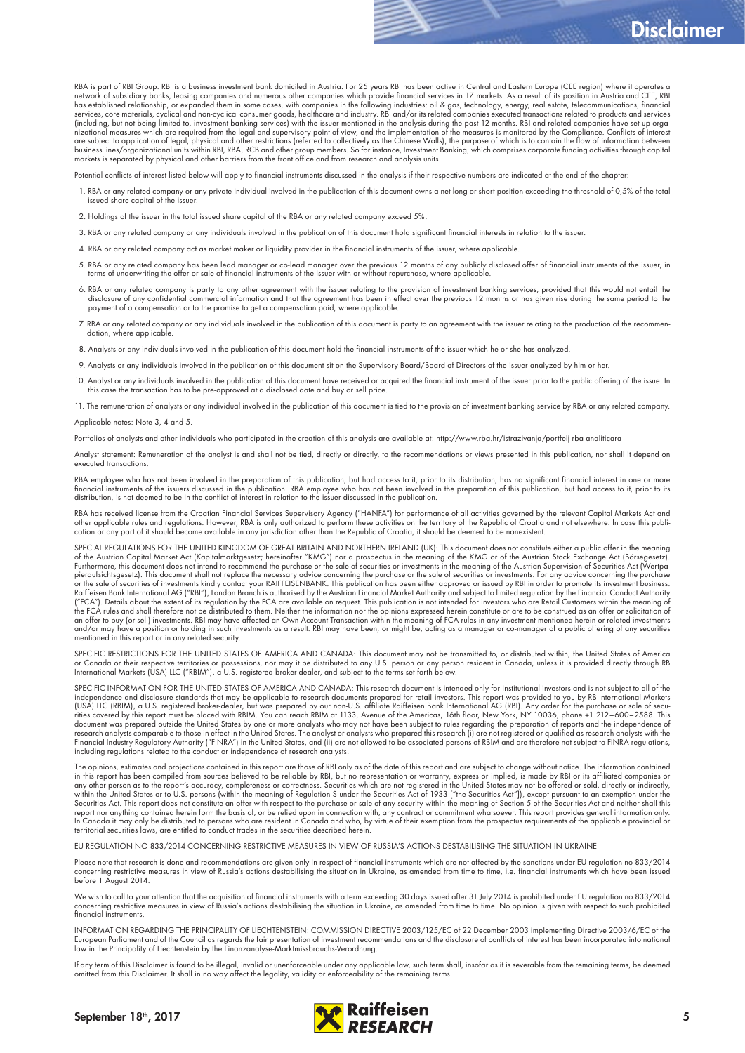# Disclaimer

RBA is part of RBI Group. RBI is a business investment bank domiciled in Austria. For 25 years RBI has been active in Central and Eastern Europe (CEE region) where it operates a network of subsidiary banks, leasing companies and numerous other companies which provide financial services in 17 markets. As a result of its position in Austria and CEE, RBI has established relationship, or expanded them in some cases, with companies in the following industries: oil & gas, technology, energy, real estate, telecommunications, financial services, core materials, cyclical and non-cyclical consumer goods, healthcare and industry. RBI and/or its related companies executed transactions related to products and services (including, but not being limited to, investment banking services) with the issuer mentioned in the analysis during the past 12 months. RBI and related companies have set up organizational measures which are required from the legal and supervisory point of view, and the implementation of the measures is monitored by the Compliance. Conflicts of interest are subject to application of legal, physical and other restrictions (referred to collectively as the Chinese Walls), the purpose of which is to contain the flow of information between business lines/organizational units within RBI, RBA, RCB and other group members. So for instance, Investment Banking, which comprises corporate funding activities through capital markets is separated by physical and other barriers from the front office and from research and analysis units.

Potential conflicts of interest listed below will apply to financial instruments discussed in the analysis if their respective numbers are indicated at the end of the chapter:

1. RBA or any related company or any private individual involved in the publication of this document owns a net long or short position exceeding the threshold of 0,5% of the total issued share capital of the issuer.
2. Holdings of the issuer in the total issued share capital of the RBA or any related company exceed 5%.
3. RBA or any related company or any individuals involved in the publication of this document hold significant financial interests in relation to the issuer.
4. RBA or any related company act as market maker or liquidity provider in the financial instruments of the issuer, where applicable.
5. RBA or any related company has been lead manager or co-lead manager over the previous 12 months of any publicly disclosed offer of financial instruments of the issuer, in terms of underwriting the offer or sale of financial instruments of the issuer with or without repurchase, where applicable.
6. RBA or any related company is party to any other agreement with the issuer relating to the provision of investment banking services, provided that this would not entail the disclosure of any confidential commercial information and that the agreement has been in effect over the previous 12 months or has given rise during the same period to the payment of a compensation or to the promise to get a compensation paid, where applicable.
7. RBA or any related company or any individuals involved in the publication of this document is party to an agreement with the issuer relating to the production of the recommendation, where applicable.
8. Analysts or any individuals involved in the publication of this document hold the financial instruments of the issuer which he or she has analyzed.
9. Analysts or any individuals involved in the publication of this document sit on the Supervisory Board/Board of Directors of the issuer analyzed by him or her.
10. Analyst or any individuals involved in the publication of this document have received or acquired the financial instrument of the issuer prior to the public offering of the issue. In this case the transaction has to be pre-approved at a disclosed date and buy or sell price.
11. The remuneration of analysts or any individual involved in the publication of this document is tied to the provision of investment banking service by RBA or any related company.

Applicable notes: Note 3, 4 and 5.

Portfolios of analysts and other individuals who participated in the creation of this analysis are available at: http://www.rba.hr/istrazivanja/portfelj-rba-analiticara

Analyst statement: Remuneration of the analyst is and shall not be tied, directly or directly, to the recommendations or views presented in this publication, nor shall it depend on executed transactions.

RBA employee who has not been involved in the preparation of this publication, but had access to it, prior to its distribution, has no significant financial interest in one or more financial instruments of the issuers discussed in the publication. RBA employee who has not been involved in the preparation of this publication, but had access to it, prior to its distribution, is not deemed to be in the conflict of interest in relation to the issuer discussed in the publication.

RBA has received license from the Croatian Financial Services Supervisory Agency ("HANFA") for performance of all activities governed by the relevant Capital Markets Act and other applicable rules and regulations. However, RBA is only authorized to perform these activities on the territory of the Republic of Croatia and not elsewhere. In case this publication or any part of it should become available in any jurisdiction other than the Republic of Croatia, it should be deemed to be nonexistent.

SPECIAL REGULATIONS FOR THE UNITED KINGDOM OF GREAT BRITAIN AND NORTHERN IRELAND (UK): This document does not constitute either a public offer in the meaning of the Austrian Capital Market Act (Kapitalmarktgesetz; hereinafter "KMG") nor a prospectus in the meaning of the KMG or of the Austrian Stock Exchange Act (Börsegesetz). Furthermore, this document does not intend to recommend the purchase or the sale of securities or investments in the meaning of the Austrian Supervision of Securities Act (Wertpapieraufsichtsgesetz). This document shall not replace the necessary advice concerning the purchase or the sale of securities or investments. For any advice concerning the purchase or the sale of securities of investments kindly contact your RAIFFEISENBANK. This publication has been either approved or issued by RBI in order to promote its investment business. Raiffeisen Bank International AG ("RBI"), London Branch is authorised by the Austrian Financial Market Authority and subject to limited regulation by the Financial Conduct Authority ("FCA"). Details about the extent of its regulation by the FCA are available on request. This publication is not intended for investors who are Retail Customers within the meaning of the FCA rules and shall therefore not be distributed to them. Neither the information nor the opinions expressed herein constitute or are to be construed as an offer or solicitation of an offer to buy (or sell) investments. RBI may have affected an Own Account Transaction within the meaning of FCA rules in any investment mentioned herein or related investments and/or may have a position or holding in such investments as a result. RBI may have been, or might be, acting as a manager or co-manager of a public offering of any securities mentioned in this report or in any related security.

SPECIFIC RESTRICTIONS FOR THE UNITED STATES OF AMERICA AND CANADA: This document may not be transmitted to, or distributed within, the United States of America or Canada or their respective territories or possessions, nor may it be distributed to any U.S. person or any person resident in Canada, unless it is provided directly through RB International Markets (USA) LLC ("RBIM"), a U.S. registered broker-dealer, and subject to the terms set forth below.

SPECIFIC INFORMATION FOR THE UNITED STATES OF AMERICA AND CANADA: This research document is intended only for institutional investors and is not subject to all of the independence and disclosure standards that may be applicable to research documents prepared for retail investors. This report was provided to you by RB International Markets (USA) LLC (RBIM), a U.S. registered broker-dealer, but was prepared by our non-U.S. affiliate Raiffeisen Bank International AG (RBI). Any order for the purchase or sale of securities covered by this report must be placed with RBIM. You can reach RBIM at 1133, Avenue of the Americas, 16th floor, New York, NY 10036, phone +1 212–600–2588. This document was prepared outside the United States by one or more analysts who may not have been subject to rules regarding the preparation of reports and the independence of research analysts comparable to those in effect in the United States. The analyst or analysts who prepared this research (i) are not registered or qualified as research analysts with the Financial Industry Regulatory Authority ("FINRA") in the United States, and (ii) are not allowed to be associated persons of RBIM and are therefore not subject to FINRA regulations, including regulations related to the conduct or independence of research analysts.

The opinions, estimates and projections contained in this report are those of RBI only as of the date of this report and are subject to change without notice. The information contained in this report has been compiled from sources believed to be reliable by RBI, but no representation or warranty, express or implied, is made by RBI or its affiliated companies or any other person as to the report's accuracy, completeness or correctness. Securities which are not registered in the United States may not be offered or sold, directly or indirectly, within the United States or to U.S. persons (within the meaning of Regulation S under the Securities Act of 1933 ["the Securities Act"]), except pursuant to an exemption under the Securities Act. This report does not constitute an offer with respect to the purchase or sale of any security within the meaning of Section 5 of the Securities Act and neither shall this report nor anything contained herein form the basis of, or be relied upon in connection with, any contract or commitment whatsoever. This report provides general information only. In Canada it may only be distributed to persons who are resident in Canada and who, by virtue of their exemption from the prospectus requirements of the applicable provincial or territorial securities laws, are entitled to conduct trades in the securities described herein.

EU REGULATION NO 833/2014 CONCERNING RESTRICTIVE MEASURES IN VIEW OF RUSSIA'S ACTIONS DESTABILISING THE SITUATION IN UKRAINE

Please note that research is done and recommendations are given only in respect of financial instruments which are not affected by the sanctions under EU regulation no 833/2014 concerning restrictive measures in view of Russia's actions destabilising the situation in Ukraine, as amended from time to time, i.e. financial instruments which have been issued before 1 August 2014.

We wish to call to your attention that the acquisition of financial instruments with a term exceeding 30 days issued after 31 July 2014 is prohibited under EU regulation no 833/2014 concerning restrictive measures in view of Russia's actions destabilising the situation in Ukraine, as amended from time to time. No opinion is given with respect to such prohibited financial instruments.

INFORMATION REGARDING THE PRINCIPALITY OF LIECHTENSTEIN: COMMISSION DIRECTIVE 2003/125/EC of 22 December 2003 implementing Directive 2003/6/EC of the European Parliament and of the Council as regards the fair presentation of investment recommendations and the disclosure of conflicts of interest has been incorporated into national law in the Principality of Liechtenstein by the Finanzanalyse-Marktmissbrauchs-Verordnung.

If any term of this Disclaimer is found to be illegal, invalid or unenforceable under any applicable law, such term shall, insofar as it is severable from the remaining terms, be deemed omitted from this Disclaimer. It shall in no way affect the legality, validity or enforceability of the remaining terms.

September 18th, 2017

Raiffeisen RESEARCH